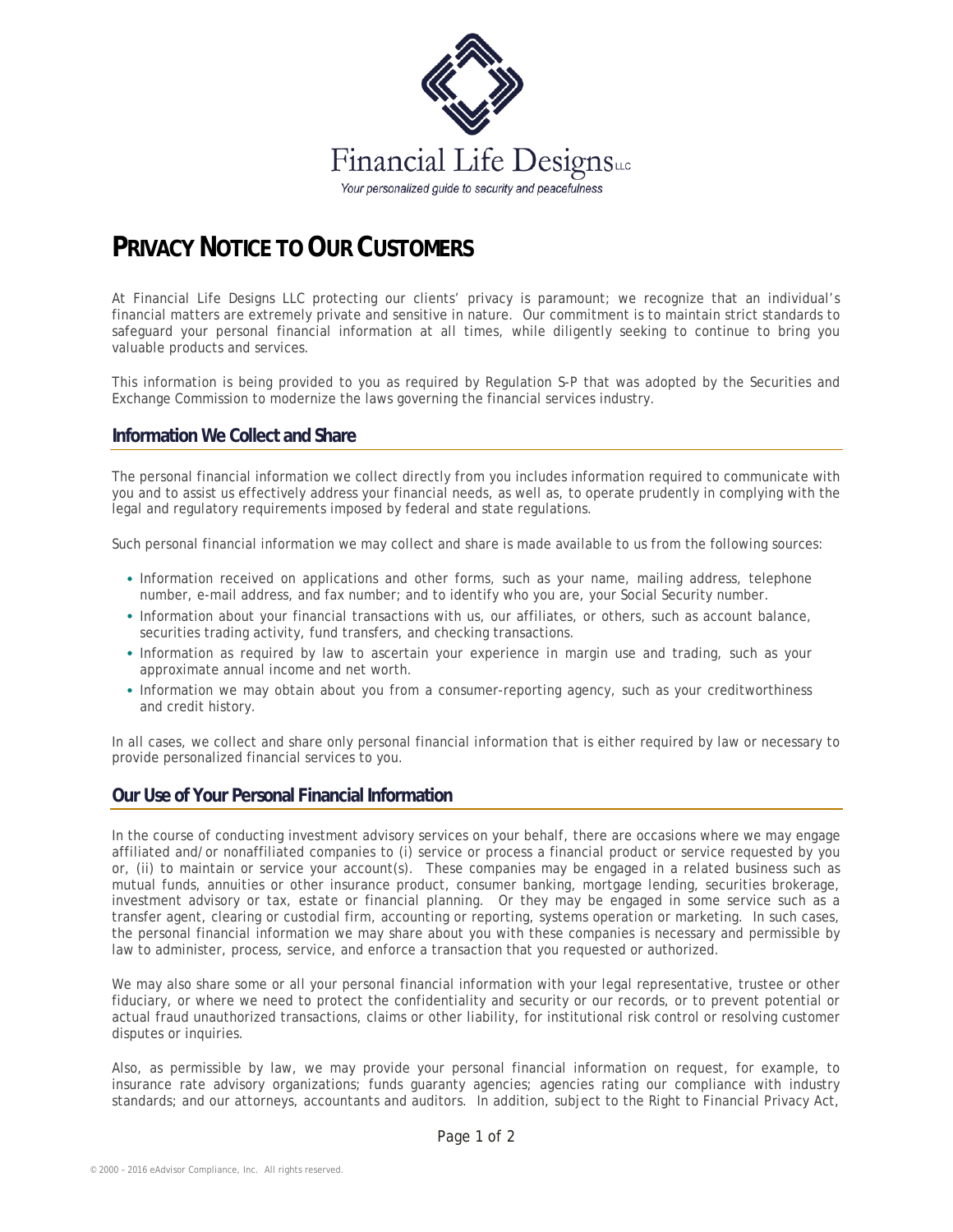Financial Life Designs LLC

*Your personalized guide to security and peacefulness*

# PRIVACY NOTICE TO OUR CUSTOMERS

At Financial Life Designs LLC protecting our clients' privacy is paramount; we recognize that an individual's financial matters are extremely private and sensitive in nature. Our commitment is to maintain strict standards to safeguard your personal financial information at all times, while diligently seeking to continue to bring you valuable products and services.

This information is being provided to you as required by Regulation S-P that was adopted by the Securities and Exchange Commission to modernize the laws governing the financial services industry.

## Information We Collect and Share

The personal financial information we collect directly from you includes information required to communicate with you and to assist us effectively address your financial needs, as well as, to operate prudently in complying with the legal and regulatory requirements imposed by federal and state regulations.

Such personal financial information we may collect and share is made available to us from the following sources:

- Information received on applications and other forms, such as your name, mailing address, telephone number, e-mail address, and fax number; and to identify who you are, your Social Security number.
- Information about your financial transactions with us, our affiliates, or others, such as account balance, securities trading activity, fund transfers, and checking transactions.
- Information as required by law to ascertain your experience in margin use and trading, such as your approximate annual income and net worth.
- Information we may obtain about you from a consumer-reporting agency, such as your creditworthiness and credit history.

In all cases, we collect and share only personal financial information that is either required by law or necessary to provide personalized financial services to you.

## Our Use of Your Personal Financial Information

In the course of conducting investment advisory services on your behalf, there are occasions where we may engage affiliated and/or nonaffiliated companies to (i) service or process a financial product or service requested by you or, (ii) to maintain or service your account(s). These companies may be engaged in a related business such as mutual funds, annuities or other insurance product, consumer banking, mortgage lending, securities brokerage, investment advisory or tax, estate or financial planning. Or they may be engaged in some service such as a transfer agent, clearing or custodial firm, accounting or reporting, systems operation or marketing. In such cases, the personal financial information we may share about you with these companies is necessary and permissible by law to administer, process, service, and enforce a transaction that you requested or authorized.

We may also share some or all your personal financial information with your legal representative, trustee or other fiduciary, or where we need to protect the confidentiality and security or our records, or to prevent potential or actual fraud unauthorized transactions, claims or other liability, for institutional risk control or resolving customer disputes or inquiries.

Also, as permissible by law, we may provide your personal financial information on request, for example, to insurance rate advisory organizations; funds guaranty agencies; agencies rating our compliance with industry standards; and our attorneys, accountants and auditors. In addition, subject to the Right to Financial Privacy Act,

© 2000 – 2016 eAdvisor Compliance, Inc. All rights reserved.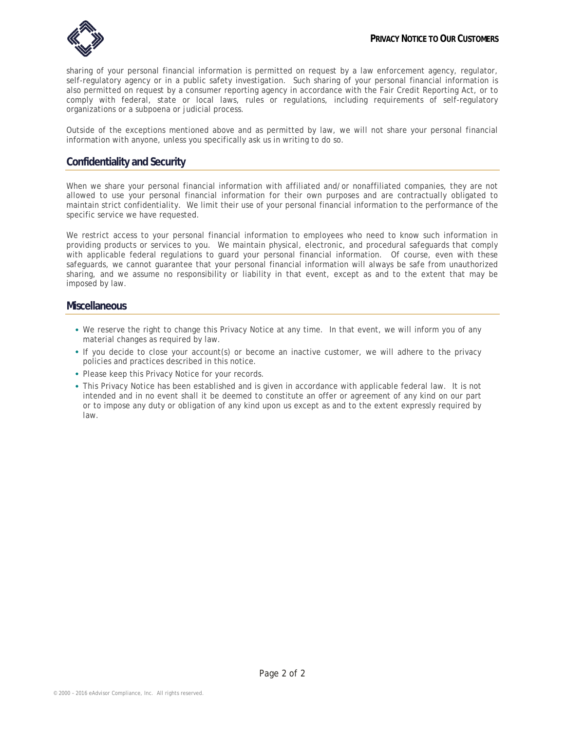sharing of your personal financial information is permitted on request by a law enforcement agency, regulator, self-regulatory agency or in a public safety investigation. Such sharing of your personal financial information is also permitted on request by a consumer reporting agency in accordance with the Fair Credit Reporting Act, or to comply with federal, state or local laws, rules or regulations, including requirements of self-regulatory organizations or a subpoena or judicial process.

Outside of the exceptions mentioned above and as permitted by law, we will not share your personal financial information with anyone, unless you specifically ask us in writing to do so.

## Confidentiality and Security

When we share your personal financial information with affiliated and/or nonaffiliated companies, they are not allowed to use your personal financial information for their own purposes and are contractually obligated to maintain strict confidentiality. We limit their use of your personal financial information to the performance of the specific service we have requested.

We restrict access to your personal financial information to employees who need to know such information in providing products or services to you. We maintain physical, electronic, and procedural safeguards that comply with applicable federal regulations to guard your personal financial information. Of course, even with these safeguards, we cannot guarantee that your personal financial information will always be safe from unauthorized sharing, and we assume no responsibility or liability in that event, except as and to the extent that may be imposed by law.

## Miscellaneous

- We reserve the right to change this Privacy Notice at any time. In that event, we will inform you of any material changes as required by law.
- If you decide to close your account(s) or become an inactive customer, we will adhere to the privacy policies and practices described in this notice.
- Please keep this Privacy Notice for your records.
- This Privacy Notice has been established and is given in accordance with applicable federal law. It is not intended and in no event shall it be deemed to constitute an offer or agreement of any kind on our part or to impose any duty or obligation of any kind upon us except as and to the extent expressly required by law.

© 2000 – 2016 eAdvisor Compliance, Inc. All rights reserved.